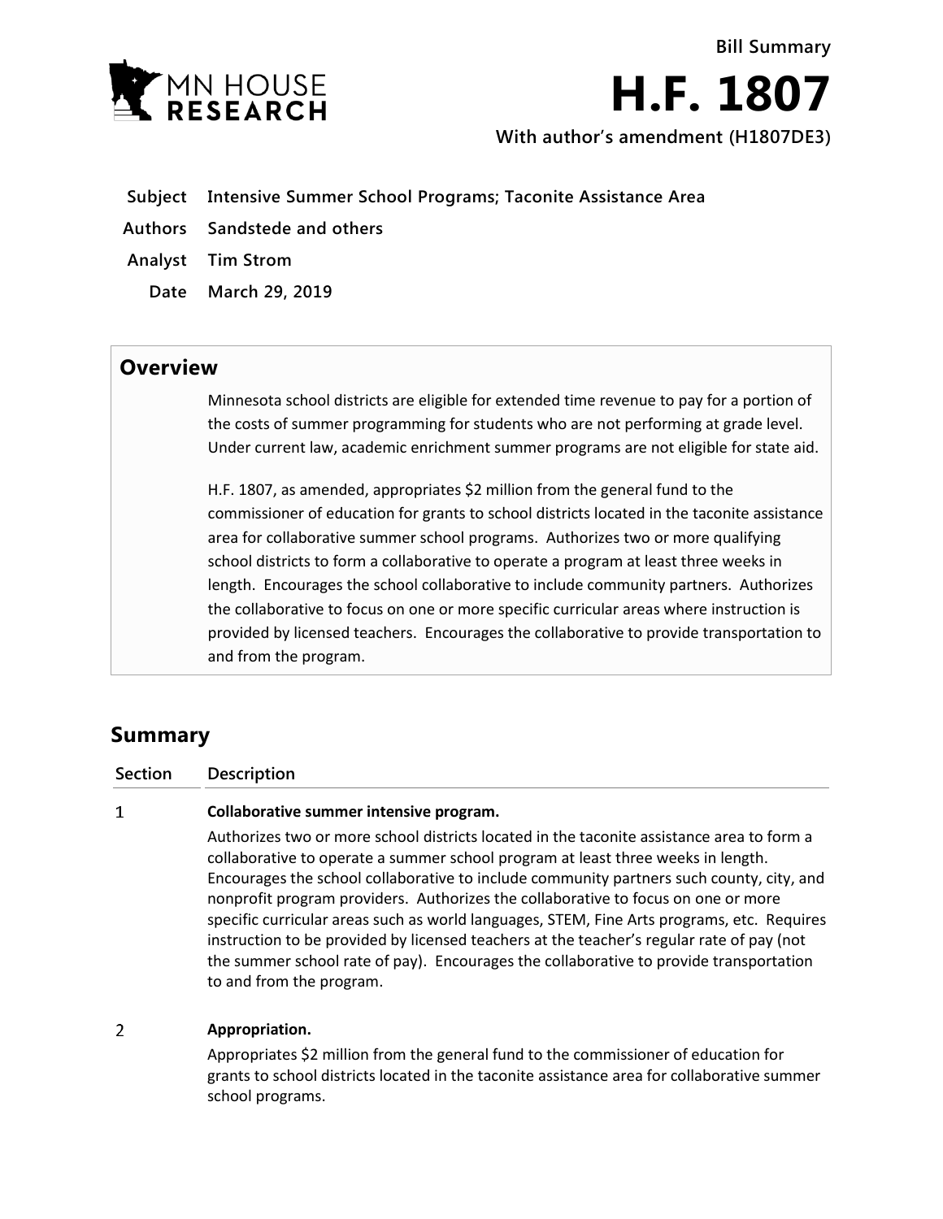**Bill Summary**

# H.F. 1807

**With author's amendment (H1807DE3)**

| | |
|---|---|
| **Subject** | **Intensive Summer School Programs; Taconite Assistance Area** |
| **Authors** | **Sandstede and others** |
| **Analyst** | **Tim Strom** |
| **Date** | **March 29, 2019** |

## Overview

Minnesota school districts are eligible for extended time revenue to pay for a portion of the costs of summer programming for students who are not performing at grade level. Under current law, academic enrichment summer programs are not eligible for state aid.

H.F. 1807, as amended, appropriates $2 million from the general fund to the commissioner of education for grants to school districts located in the taconite assistance area for collaborative summer school programs. Authorizes two or more qualifying school districts to form a collaborative to operate a program at least three weeks in length. Encourages the school collaborative to include community partners. Authorizes the collaborative to focus on one or more specific curricular areas where instruction is provided by licensed teachers. Encourages the collaborative to provide transportation to and from the program.

## Summary

| Section | Description |
|---|---|
| 1 | **Collaborative summer intensive program.** Authorizes two or more school districts located in the taconite assistance area to form a collaborative to operate a summer school program at least three weeks in length. Encourages the school collaborative to include community partners such county, city, and nonprofit program providers. Authorizes the collaborative to focus on one or more specific curricular areas such as world languages, STEM, Fine Arts programs, etc. Requires instruction to be provided by licensed teachers at the teacher's regular rate of pay (not the summer school rate of pay). Encourages the collaborative to provide transportation to and from the program. |
| 2 | **Appropriation.** Appropriates $2 million from the general fund to the commissioner of education for grants to school districts located in the taconite assistance area for collaborative summer school programs. |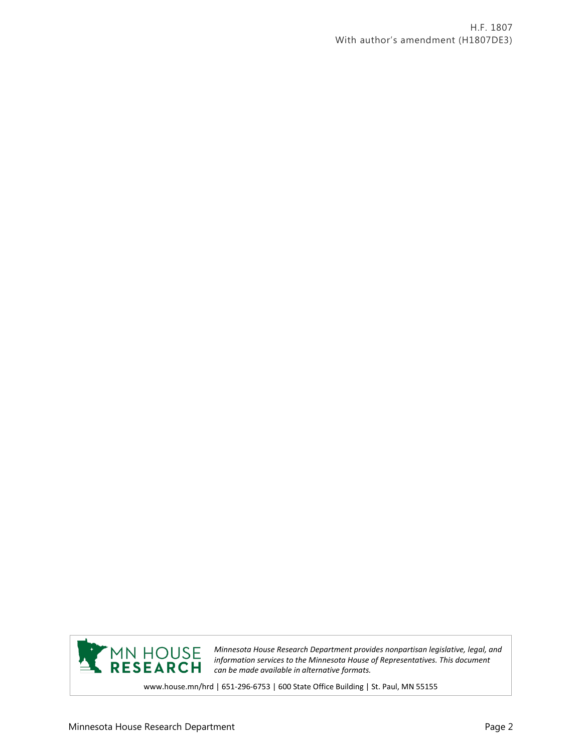MN HOUSE RESEARCH

*Minnesota House Research Department provides nonpartisan legislative, legal, and information services to the Minnesota House of Representatives. This document can be made available in alternative formats.*

www.house.mn/hrd | 651-296-6753 | 600 State Office Building | St. Paul, MN 55155